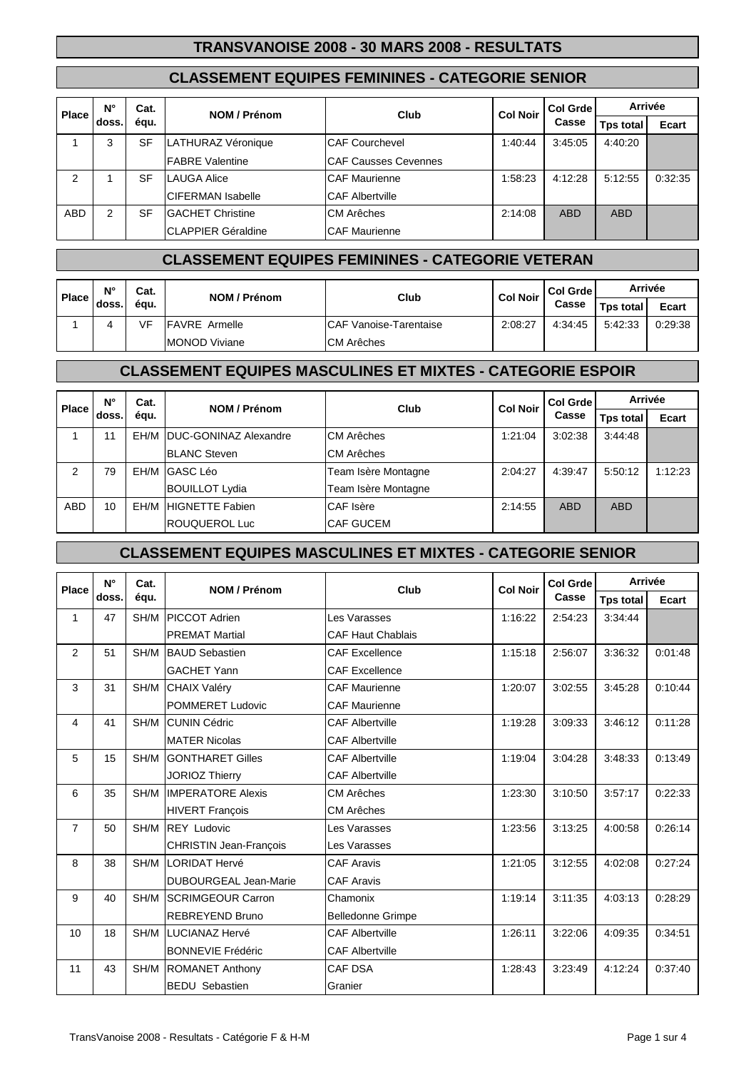# TRANSVANOISE 2008 - 30 MARS 2008 - RESULTATS

## CLASSEMENT EQUIPES FEMININES - CATEGORIE SENIOR

| Place | N° doss. | Cat. équ. | NOM / Prénom | Club | Col Noir | Col Grde Casse | Arrivée | |
|---|---|---|---|---|---|---|---|---|
| | | | | | | | Tps total | Ecart |
| 1 | 3 | SF | LATHURAZ Véronique | CAF Courchevel | 1:40:44 | 3:45:05 | 4:40:20 | |
| | | | FABRE Valentine | CAF Causses Cevennes | | | | |
| 2 | 1 | SF | LAUGA Alice | CAF Maurienne | 1:58:23 | 4:12:28 | 5:12:55 | 0:32:35 |
| | | | CIFERMAN Isabelle | CAF Albertville | | | | |
| ABD | 2 | SF | GACHET Christine | CM Arêches | 2:14:08 | ABD | ABD | |
| | | | CLAPPIER Géraldine | CAF Maurienne | | | | |

## CLASSEMENT EQUIPES FEMININES - CATEGORIE VETERAN

| Place | N° doss. | Cat. équ. | NOM / Prénom | Club | Col Noir | Col Grde Casse | Arrivée | |
|---|---|---|---|---|---|---|---|---|
| | | | | | | | Tps total | Ecart |
| 1 | 4 | VF | FAVRE Armelle | CAF Vanoise-Tarentaise | 2:08:27 | 4:34:45 | 5:42:33 | 0:29:38 |
| | | | MONOD Viviane | CM Arêches | | | | |

## CLASSEMENT EQUIPES MASCULINES ET MIXTES - CATEGORIE ESPOIR

| Place | N° doss. | Cat. équ. | NOM / Prénom | Club | Col Noir | Col Grde Casse | Arrivée | |
|---|---|---|---|---|---|---|---|---|
| | | | | | | | Tps total | Ecart |
| 1 | 11 | EH/M | DUC-GONINAZ Alexandre | CM Arêches | 1:21:04 | 3:02:38 | 3:44:48 | |
| | | | BLANC Steven | CM Arêches | | | | |
| 2 | 79 | EH/M | GASC Léo | Team Isère Montagne | 2:04:27 | 4:39:47 | 5:50:12 | 1:12:23 |
| | | | BOUILLOT Lydia | Team Isère Montagne | | | | |
| ABD | 10 | EH/M | HIGNETTE Fabien | CAF Isère | 2:14:55 | ABD | ABD | |
| | | | ROUQUEROL Luc | CAF GUCEM | | | | |

## CLASSEMENT EQUIPES MASCULINES ET MIXTES - CATEGORIE SENIOR

| Place | N° doss. | Cat. équ. | NOM / Prénom | Club | Col Noir | Col Grde Casse | Arrivée | |
|---|---|---|---|---|---|---|---|---|
| | | | | | | | Tps total | Ecart |
| 1 | 47 | SH/M | PICCOT Adrien | Les Varasses | 1:16:22 | 2:54:23 | 3:34:44 | |
| | | | PREMAT Martial | CAF Haut Chablais | | | | |
| 2 | 51 | SH/M | BAUD Sebastien | CAF Excellence | 1:15:18 | 2:56:07 | 3:36:32 | 0:01:48 |
| | | | GACHET Yann | CAF Excellence | | | | |
| 3 | 31 | SH/M | CHAIX Valéry | CAF Maurienne | 1:20:07 | 3:02:55 | 3:45:28 | 0:10:44 |
| | | | POMMERET Ludovic | CAF Maurienne | | | | |
| 4 | 41 | SH/M | CUNIN Cédric | CAF Albertville | 1:19:28 | 3:09:33 | 3:46:12 | 0:11:28 |
| | | | MATER Nicolas | CAF Albertville | | | | |
| 5 | 15 | SH/M | GONTHARET Gilles | CAF Albertville | 1:19:04 | 3:04:28 | 3:48:33 | 0:13:49 |
| | | | JORIOZ Thierry | CAF Albertville | | | | |
| 6 | 35 | SH/M | IMPERATORE Alexis | CM Arêches | 1:23:30 | 3:10:50 | 3:57:17 | 0:22:33 |
| | | | HIVERT François | CM Arêches | | | | |
| 7 | 50 | SH/M | REY Ludovic | Les Varasses | 1:23:56 | 3:13:25 | 4:00:58 | 0:26:14 |
| | | | CHRISTIN Jean-François | Les Varasses | | | | |
| 8 | 38 | SH/M | LORIDAT Hervé | CAF Aravis | 1:21:05 | 3:12:55 | 4:02:08 | 0:27:24 |
| | | | DUBOURGEAL Jean-Marie | CAF Aravis | | | | |
| 9 | 40 | SH/M | SCRIMGEOUR Carron | Chamonix | 1:19:14 | 3:11:35 | 4:03:13 | 0:28:29 |
| | | | REBREYEND Bruno | Belledonne Grimpe | | | | |
| 10 | 18 | SH/M | LUCIANAZ Hervé | CAF Albertville | 1:26:11 | 3:22:06 | 4:09:35 | 0:34:51 |
| | | | BONNEVIE Frédéric | CAF Albertville | | | | |
| 11 | 43 | SH/M | ROMANET Anthony | CAF DSA | 1:28:43 | 3:23:49 | 4:12:24 | 0:37:40 |
| | | | BEDU Sebastien | Granier | | | | |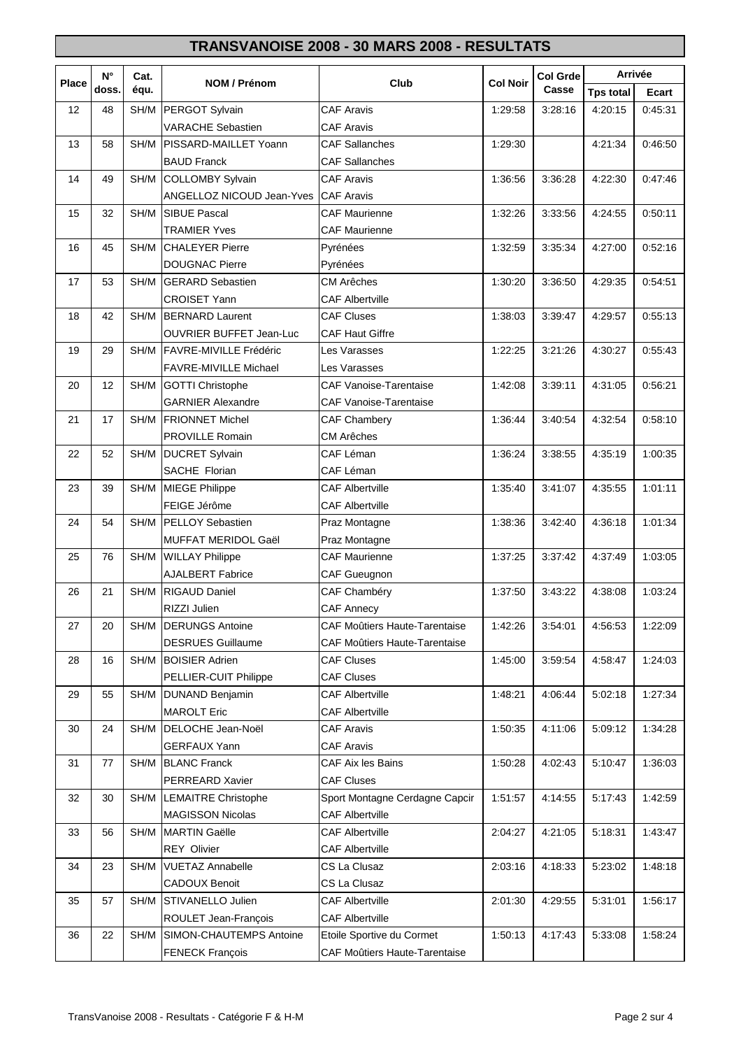# TRANSVANOISE 2008 - 30 MARS 2008 - RESULTATS

| Place | N° doss. | Cat. équ. | NOM / Prénom | Club | Col Noir | Col Grde Casse | Arrivée | |
|---|---|---|---|---|---|---|---|---|
| | | | | | | | Tps total | Ecart |
| 12 | 48 | SH/M | PERGOT Sylvain | CAF Aravis | 1:29:58 | 3:28:16 | 4:20:15 | 0:45:31 |
| | | | VARACHE Sebastien | CAF Aravis | | | | |
| 13 | 58 | SH/M | PISSARD-MAILLET Yoann | CAF Sallanches | 1:29:30 | | 4:21:34 | 0:46:50 |
| | | | BAUD Franck | CAF Sallanches | | | | |
| 14 | 49 | SH/M | COLLOMBY Sylvain | CAF Aravis | 1:36:56 | 3:36:28 | 4:22:30 | 0:47:46 |
| | | | ANGELLOZ NICOUD Jean-Yves | CAF Aravis | | | | |
| 15 | 32 | SH/M | SIBUE Pascal | CAF Maurienne | 1:32:26 | 3:33:56 | 4:24:55 | 0:50:11 |
| | | | TRAMIER Yves | CAF Maurienne | | | | |
| 16 | 45 | SH/M | CHALEYER Pierre | Pyrénées | 1:32:59 | 3:35:34 | 4:27:00 | 0:52:16 |
| | | | DOUGNAC Pierre | Pyrénées | | | | |
| 17 | 53 | SH/M | GERARD Sebastien | CM Arêches | 1:30:20 | 3:36:50 | 4:29:35 | 0:54:51 |
| | | | CROISET Yann | CAF Albertville | | | | |
| 18 | 42 | SH/M | BERNARD Laurent | CAF Cluses | 1:38:03 | 3:39:47 | 4:29:57 | 0:55:13 |
| | | | OUVRIER BUFFET Jean-Luc | CAF Haut Giffre | | | | |
| 19 | 29 | SH/M | FAVRE-MIVILLE Frédéric | Les Varasses | 1:22:25 | 3:21:26 | 4:30:27 | 0:55:43 |
| | | | FAVRE-MIVILLE Michael | Les Varasses | | | | |
| 20 | 12 | SH/M | GOTTI Christophe | CAF Vanoise-Tarentaise | 1:42:08 | 3:39:11 | 4:31:05 | 0:56:21 |
| | | | GARNIER Alexandre | CAF Vanoise-Tarentaise | | | | |
| 21 | 17 | SH/M | FRIONNET Michel | CAF Chambery | 1:36:44 | 3:40:54 | 4:32:54 | 0:58:10 |
| | | | PROVILLE Romain | CM Arêches | | | | |
| 22 | 52 | SH/M | DUCRET Sylvain | CAF Léman | 1:36:24 | 3:38:55 | 4:35:19 | 1:00:35 |
| | | | SACHE Florian | CAF Léman | | | | |
| 23 | 39 | SH/M | MIEGE Philippe | CAF Albertville | 1:35:40 | 3:41:07 | 4:35:55 | 1:01:11 |
| | | | FEIGE Jérôme | CAF Albertville | | | | |
| 24 | 54 | SH/M | PELLOY Sebastien | Praz Montagne | 1:38:36 | 3:42:40 | 4:36:18 | 1:01:34 |
| | | | MUFFAT MERIDOL Gaël | Praz Montagne | | | | |
| 25 | 76 | SH/M | WILLAY Philippe | CAF Maurienne | 1:37:25 | 3:37:42 | 4:37:49 | 1:03:05 |
| | | | AJALBERT Fabrice | CAF Gueugnon | | | | |
| 26 | 21 | SH/M | RIGAUD Daniel | CAF Chambéry | 1:37:50 | 3:43:22 | 4:38:08 | 1:03:24 |
| | | | RIZZI Julien | CAF Annecy | | | | |
| 27 | 20 | SH/M | DERUNGS Antoine | CAF Moûtiers Haute-Tarentaise | 1:42:26 | 3:54:01 | 4:56:53 | 1:22:09 |
| | | | DESRUES Guillaume | CAF Moûtiers Haute-Tarentaise | | | | |
| 28 | 16 | SH/M | BOISIER Adrien | CAF Cluses | 1:45:00 | 3:59:54 | 4:58:47 | 1:24:03 |
| | | | PELLIER-CUIT Philippe | CAF Cluses | | | | |
| 29 | 55 | SH/M | DUNAND Benjamin | CAF Albertville | 1:48:21 | 4:06:44 | 5:02:18 | 1:27:34 |
| | | | MAROLT Eric | CAF Albertville | | | | |
| 30 | 24 | SH/M | DELOCHE Jean-Noël | CAF Aravis | 1:50:35 | 4:11:06 | 5:09:12 | 1:34:28 |
| | | | GERFAUX Yann | CAF Aravis | | | | |
| 31 | 77 | SH/M | BLANC Franck | CAF Aix les Bains | 1:50:28 | 4:02:43 | 5:10:47 | 1:36:03 |
| | | | PERREARD Xavier | CAF Cluses | | | | |
| 32 | 30 | SH/M | LEMAITRE Christophe | Sport Montagne Cerdagne Capcir | 1:51:57 | 4:14:55 | 5:17:43 | 1:42:59 |
| | | | MAGISSON Nicolas | CAF Albertville | | | | |
| 33 | 56 | SH/M | MARTIN Gaëlle | CAF Albertville | 2:04:27 | 4:21:05 | 5:18:31 | 1:43:47 |
| | | | REY Olivier | CAF Albertville | | | | |
| 34 | 23 | SH/M | VUETAZ Annabelle | CS La Clusaz | 2:03:16 | 4:18:33 | 5:23:02 | 1:48:18 |
| | | | CADOUX Benoit | CS La Clusaz | | | | |
| 35 | 57 | SH/M | STIVANELLO Julien | CAF Albertville | 2:01:30 | 4:29:55 | 5:31:01 | 1:56:17 |
| | | | ROULET Jean-François | CAF Albertville | | | | |
| 36 | 22 | SH/M | SIMON-CHAUTEMPS Antoine | Etoile Sportive du Cormet | 1:50:13 | 4:17:43 | 5:33:08 | 1:58:24 |
| | | | FENECK François | CAF Moûtiers Haute-Tarentaise | | | | |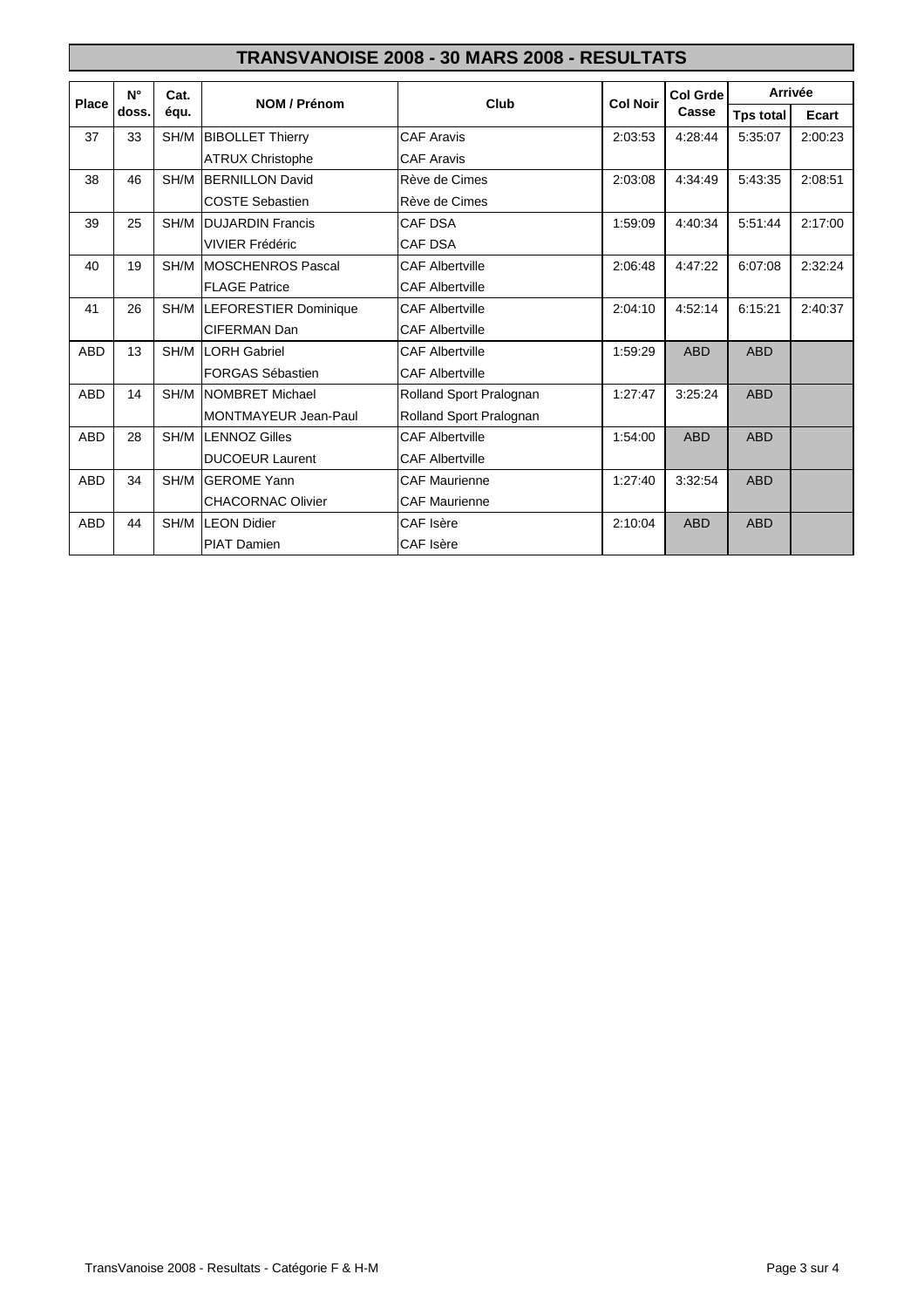# TRANSVANOISE 2008 - 30 MARS 2008 - RESULTATS

| Place | N° doss. | Cat. équ. | NOM / Prénom | Club | Col Noir | Col Grde Casse | Arrivée | |
|---|---|---|---|---|---|---|---|---|
| | | | | | | | Tps total | Ecart |
| 37 | 33 | SH/M | BIBOLLET Thierry | CAF Aravis | 2:03:53 | 4:28:44 | 5:35:07 | 2:00:23 |
| | | | ATRUX Christophe | CAF Aravis | | | | |
| 38 | 46 | SH/M | BERNILLON David | Rève de Cimes | 2:03:08 | 4:34:49 | 5:43:35 | 2:08:51 |
| | | | COSTE Sebastien | Rève de Cimes | | | | |
| 39 | 25 | SH/M | DUJARDIN Francis | CAF DSA | 1:59:09 | 4:40:34 | 5:51:44 | 2:17:00 |
| | | | VIVIER Frédéric | CAF DSA | | | | |
| 40 | 19 | SH/M | MOSCHENROS Pascal | CAF Albertville | 2:06:48 | 4:47:22 | 6:07:08 | 2:32:24 |
| | | | FLAGE Patrice | CAF Albertville | | | | |
| 41 | 26 | SH/M | LEFORESTIER Dominique | CAF Albertville | 2:04:10 | 4:52:14 | 6:15:21 | 2:40:37 |
| | | | CIFERMAN Dan | CAF Albertville | | | | |
| ABD | 13 | SH/M | LORH Gabriel | CAF Albertville | 1:59:29 | ABD | ABD | |
| | | | FORGAS Sébastien | CAF Albertville | | | | |
| ABD | 14 | SH/M | NOMBRET Michael | Rolland Sport Pralognan | 1:27:47 | 3:25:24 | ABD | |
| | | | MONTMAYEUR Jean-Paul | Rolland Sport Pralognan | | | | |
| ABD | 28 | SH/M | LENNOZ Gilles | CAF Albertville | 1:54:00 | ABD | ABD | |
| | | | DUCOEUR Laurent | CAF Albertville | | | | |
| ABD | 34 | SH/M | GEROME Yann | CAF Maurienne | 1:27:40 | 3:32:54 | ABD | |
| | | | CHACORNAC Olivier | CAF Maurienne | | | | |
| ABD | 44 | SH/M | LEON Didier | CAF Isère | 2:10:04 | ABD | ABD | |
| | | | PIAT Damien | CAF Isère | | | | |

TransVanoise 2008 - Resultats - Catégorie F & H-M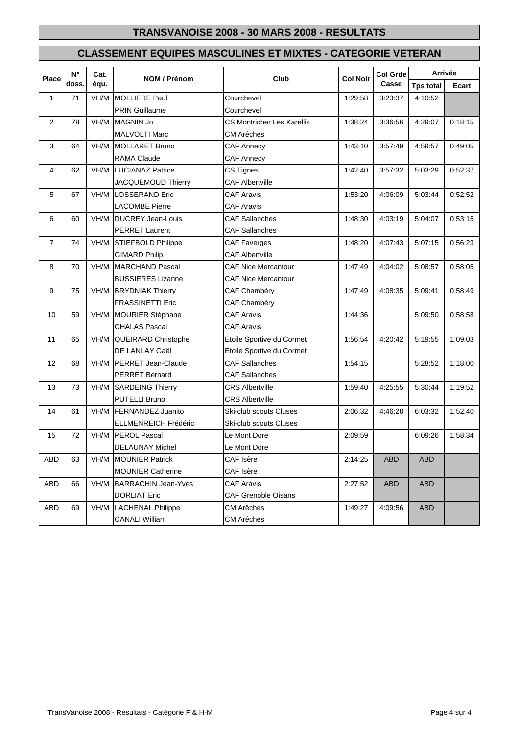# TRANSVANOISE 2008 - 30 MARS 2008 - RESULTATS

## CLASSEMENT EQUIPES MASCULINES ET MIXTES - CATEGORIE VETERAN

| Place | N° doss. | Cat. équ. | NOM / Prénom | Club | Col Noir | Col Grde Casse | Arrivée | |
|---|---|---|---|---|---|---|---|---|
| | | | | | | | Tps total | Ecart |
| 1 | 71 | VH/M | MOLLIERE Paul | Courchevel | 1:29:58 | 3:23:37 | 4:10:52 | |
| | | | PRIN Guillaume | Courchevel | | | | |
| 2 | 78 | VH/M | MAGNIN Jo | CS Montricher Les Karellis | 1:38:24 | 3:36:56 | 4:29:07 | 0:18:15 |
| | | | MALVOLTI Marc | CM Arêches | | | | |
| 3 | 64 | VH/M | MOLLARET Bruno | CAF Annecy | 1:43:10 | 3:57:49 | 4:59:57 | 0:49:05 |
| | | | RAMA Claude | CAF Annecy | | | | |
| 4 | 62 | VH/M | LUCIANAZ Patrice | CS Tignes | 1:42:40 | 3:57:32 | 5:03:29 | 0:52:37 |
| | | | JACQUEMOUD Thierry | CAF Albertville | | | | |
| 5 | 67 | VH/M | LOSSERAND Eric | CAF Aravis | 1:53:20 | 4:06:09 | 5:03:44 | 0:52:52 |
| | | | LACOMBE Pierre | CAF Aravis | | | | |
| 6 | 60 | VH/M | DUCREY Jean-Louis | CAF Sallanches | 1:48:30 | 4:03:19 | 5:04:07 | 0:53:15 |
| | | | PERRET Laurent | CAF Sallanches | | | | |
| 7 | 74 | VH/M | STIEFBOLD Philippe | CAF Faverges | 1:48:20 | 4:07:43 | 5:07:15 | 0:56:23 |
| | | | GIMARD Philip | CAF Albertville | | | | |
| 8 | 70 | VH/M | MARCHAND Pascal | CAF Nice Mercantour | 1:47:49 | 4:04:02 | 5:08:57 | 0:58:05 |
| | | | BUSSIERES Lizanne | CAF Nice Mercantour | | | | |
| 9 | 75 | VH/M | BRYDNIAK Thierry | CAF Chambéry | 1:47:49 | 4:08:35 | 5:09:41 | 0:58:49 |
| | | | FRASSINETTI Eric | CAF Chambéry | | | | |
| 10 | 59 | VH/M | MOURIER Stéphane | CAF Aravis | 1:44:36 | | 5:09:50 | 0:58:58 |
| | | | CHALAS Pascal | CAF Aravis | | | | |
| 11 | 65 | VH/M | QUEIRARD Christophe | Etoile Sportive du Cormet | 1:56:54 | 4:20:42 | 5:19:55 | 1:09:03 |
| | | | DE LANLAY Gaël | Etoile Sportive du Cormet | | | | |
| 12 | 68 | VH/M | PERRET Jean-Claude | CAF Sallanches | 1:54:15 | | 5:28:52 | 1:18:00 |
| | | | PERRET Bernard | CAF Sallanches | | | | |
| 13 | 73 | VH/M | SARDEING Thierry | CRS Albertville | 1:59:40 | 4:25:55 | 5:30:44 | 1:19:52 |
| | | | PUTELLI Bruno | CRS Albertville | | | | |
| 14 | 61 | VH/M | FERNANDEZ Juanito | Ski-club scouts Cluses | 2:06:32 | 4:46:28 | 6:03:32 | 1:52:40 |
| | | | ELLMENREICH Frédéric | Ski-club scouts Cluses | | | | |
| 15 | 72 | VH/M | PEROL Pascal | Le Mont Dore | 2:09:59 | | 6:09:26 | 1:58:34 |
| | | | DELAUNAY Michel | Le Mont Dore | | | | |
| ABD | 63 | VH/M | MOUNIER Patrick | CAF Isère | 2:14:25 | ABD | ABD | |
| | | | MOUNIER Catherine | CAF Isère | | | | |
| ABD | 66 | VH/M | BARRACHIN Jean-Yves | CAF Aravis | 2:27:52 | ABD | ABD | |
| | | | DORLIAT Eric | CAF Grenoble Oisans | | | | |
| ABD | 69 | VH/M | LACHENAL Philippe | CM Arêches | 1:49:27 | 4:09:56 | ABD | |
| | | | CANALI William | CM Arêches | | | | |